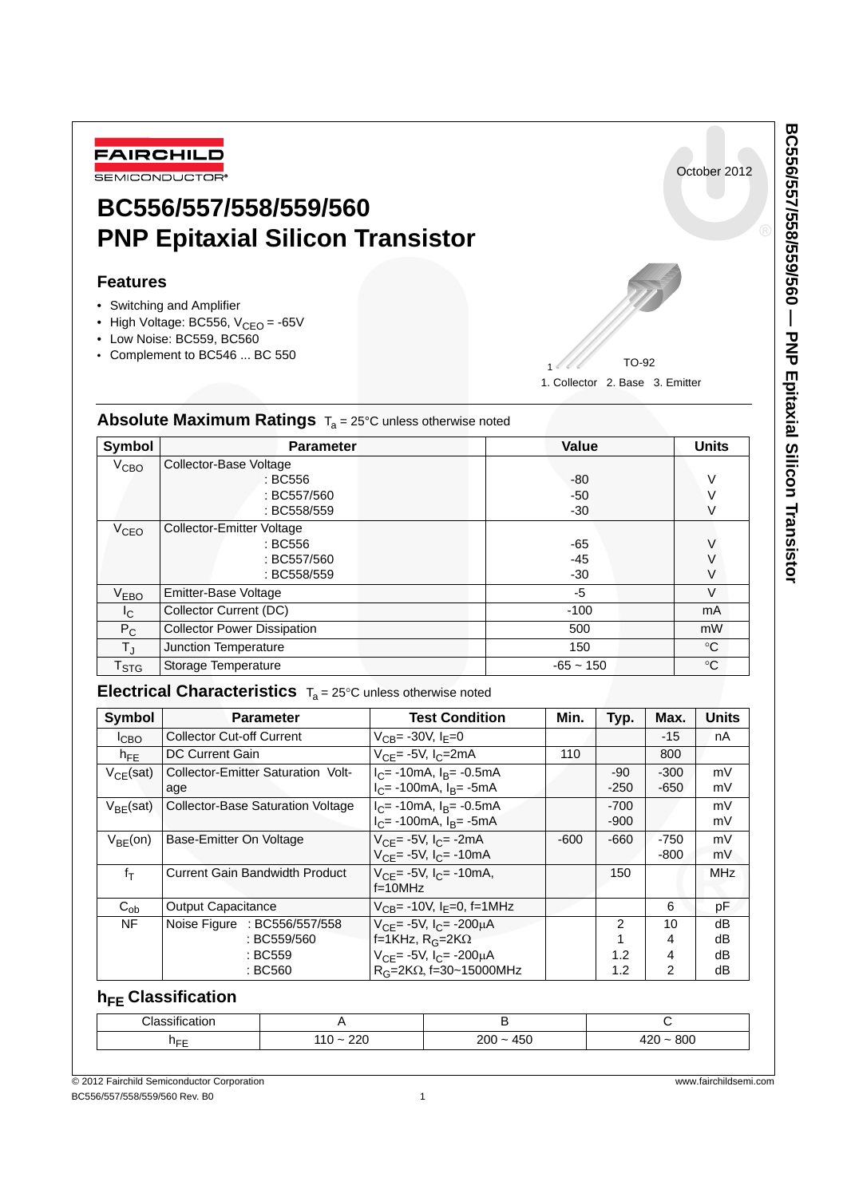FAIRCHILD SEMICONDUCTOR®

October 2012

# BC556/557/558/559/560 PNP Epitaxial Silicon Transistor

## Features

- Switching and Amplifier
- High Voltage: BC556, $V_{CEO}$ = -65V
- Low Noise: BC559, BC560
- Complement to BC546 ... BC 550

TO-92

1. Collector 2. Base 3. Emitter

## Absolute Maximum Ratings $T_a$ = 25°C unless otherwise noted

| Symbol | Parameter | Value | Units |
|---|---|---|---|
| $V_{CBO}$ | Collector-Base Voltage | | |
| | : BC556 | -80 | V |
| | : BC557/560 | -50 | V |
| | : BC558/559 | -30 | V |
| $V_{CEO}$ | Collector-Emitter Voltage | | |
| | : BC556 | -65 | V |
| | : BC557/560 | -45 | V |
| | : BC558/559 | -30 | V |
| $V_{EBO}$ | Emitter-Base Voltage | -5 | V |
| $I_C$ | Collector Current (DC) | -100 | mA |
| $P_C$ | Collector Power Dissipation | 500 | mW |
| $T_J$ | Junction Temperature | 150 | °C |
| $T_{STG}$ | Storage Temperature | -65 ~ 150 | °C |

## Electrical Characteristics $T_a$ = 25°C unless otherwise noted

| Symbol | Parameter | Test Condition | Min. | Typ. | Max. | Units |
|---|---|---|---|---|---|---|
| $I_{CBO}$ | Collector Cut-off Current | $V_{CB}$= -30V, $I_E$=0 | | | -15 | nA |
| $h_{FE}$ | DC Current Gain | $V_{CE}$= -5V, $I_C$=2mA | 110 | | 800 | |
| $V_{CE}$(sat) | Collector-Emitter Saturation Voltage | $I_C$= -10mA, $I_B$= -0.5mA | | -90 | -300 | mV |
| | | $I_C$= -100mA, $I_B$= -5mA | | -250 | -650 | mV |
| $V_{BE}$(sat) | Collector-Base Saturation Voltage | $I_C$= -10mA, $I_B$= -0.5mA | | -700 | | mV |
| | | $I_C$= -100mA, $I_B$= -5mA | | -900 | | mV |
| $V_{BE}$(on) | Base-Emitter On Voltage | $V_{CE}$= -5V, $I_C$= -2mA | -600 | -660 | -750 | mV |
| | | $V_{CE}$= -5V, $I_C$= -10mA | | | -800 | mV |
| $f_T$ | Current Gain Bandwidth Product | $V_{CE}$= -5V, $I_C$= -10mA, f=10MHz | | 150 | | MHz |
| $C_{ob}$ | Output Capacitance | $V_{CB}$= -10V, $I_E$=0, f=1MHz | | | 6 | pF |
| NF | Noise Figure : BC556/557/558 | $V_{CE}$= -5V, $I_C$= -200μA | | 2 | 10 | dB |
| | : BC559/560 | f=1KHz, $R_G$=2KΩ | | 1 | 4 | dB |
| | : BC559 | $V_{CE}$= -5V, $I_C$= -200μA | | 1.2 | 4 | dB |
| | : BC560 | $R_G$=2KΩ, f=30~15000MHz | | 1.2 | 2 | dB |

## $h_{FE}$ Classification

| Classification | A | B | C |
|---|---|---|---|
| $h_{FE}$ | 110 ~ 220 | 200 ~ 450 | 420 ~ 800 |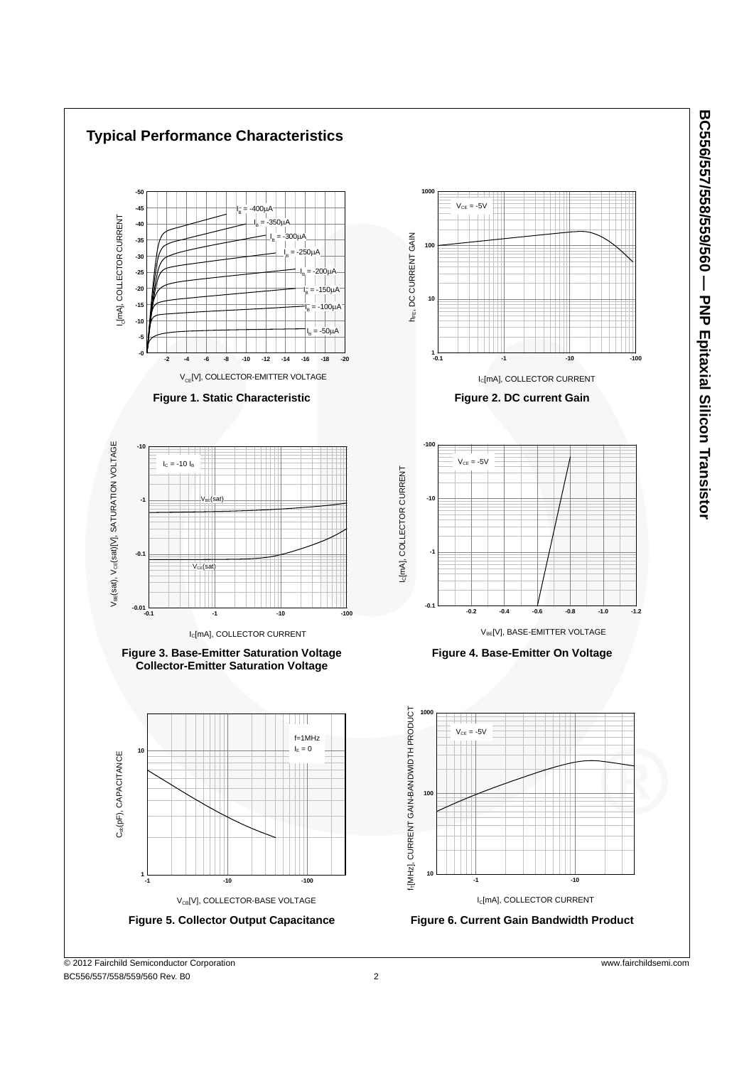## Typical Performance Characteristics

Figure 1. Static Characteristic

Figure 2. DC current Gain

Figure 3. Base-Emitter Saturation Voltage Collector-Emitter Saturation Voltage

Figure 4. Base-Emitter On Voltage

Figure 5. Collector Output Capacitance

Figure 6. Current Gain Bandwidth Product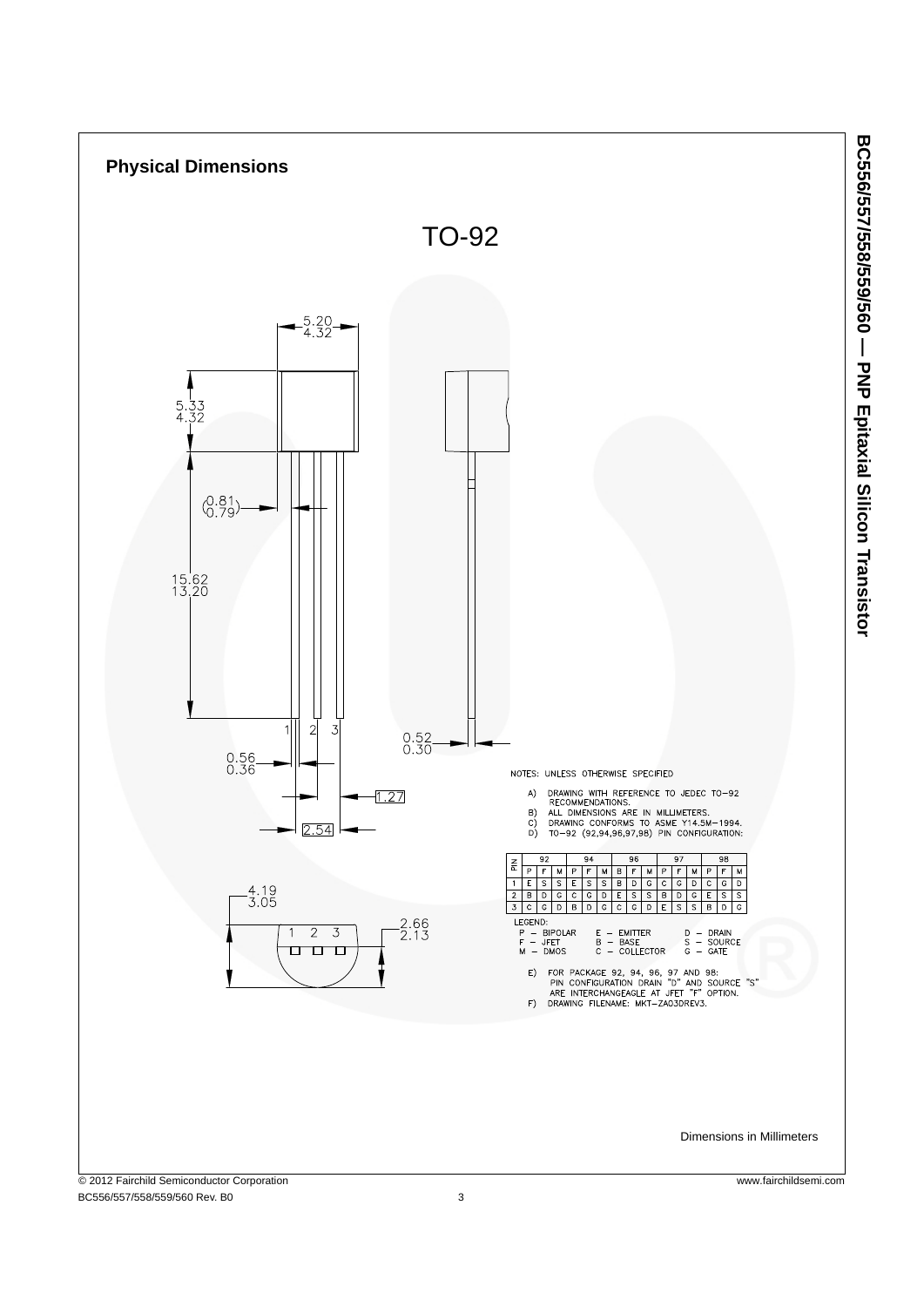## Physical Dimensions

# TO-92

NOTES: UNLESS OTHERWISE SPECIFIED

A) DRAWING WITH REFERENCE TO JEDEC TO-92 RECOMMENDATIONS.
B) ALL DIMENSIONS ARE IN MILLIMETERS.
C) DRAWING CONFORMS TO ASME Y14.5M-1994.
D) TO-92 (92,94,96,97,98) PIN CONFIGURATION:

| PIN | 92 | | | 94 | | | 96 | | | 97 | | | 98 | | |
|---|---|---|---|---|---|---|---|---|---|---|---|---|---|---|---|
| | P | F | M | P | F | M | B | F | M | P | F | M | P | F | M |
| 1 | E | S | S | E | S | S | B | D | G | C | G | D | C | G | D |
| 2 | B | D | G | C | G | D | E | S | S | B | D | G | E | S | S |
| 3 | C | G | D | B | D | G | C | G | D | E | S | S | B | D | G |

LEGEND:
P - BIPOLAR    E - EMITTER    D - DRAIN
F - JFET    B - BASE    S - SOURCE
M - DMOS    C - COLLECTOR    G - GATE

E) FOR PACKAGE 92, 94, 96, 97 AND 98: PIN CONFIGURATION DRAIN "D" AND SOURCE "S" ARE INTERCHANGEAGLE AT JFET "F" OPTION.
F) DRAWING FILENAME: MKT-ZA03DREV3.

Dimensions in Millimeters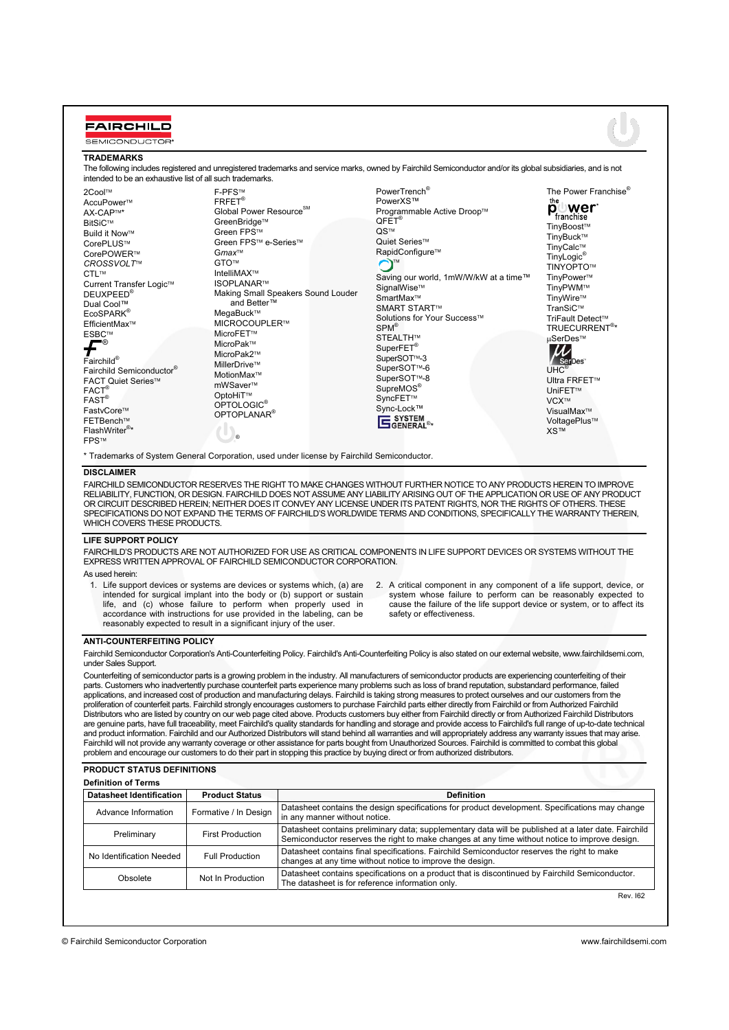## TRADEMARKS

The following includes registered and unregistered trademarks and service marks, owned by Fairchild Semiconductor and/or its global subsidiaries, and is not intended to be an exhaustive list of all such trademarks.

2Cool™
AccuPower™
AX-CAP™*
BitSiC™
Build it Now™
CorePLUS™
CorePOWER™
*CROSSVOLT*™
CTL™
Current Transfer Logic™
DEUXPEED®
Dual Cool™
EcoSPARK®
EfficientMax™
ESBC™
®
Fairchild®
Fairchild Semiconductor®
FACT Quiet Series™
FACT®
FAST®
FastvCore™
FETBench™
FlashWriter®*
FPS™
F-PFS™
FRFET®
Global Power Resource℠
GreenBridge™
Green FPS™
Green FPS™ e-Series™
G*max*™
GTO™
IntelliMAX™
ISOPLANAR™
Making Small Speakers Sound Louder and Better™
MegaBuck™
MICROCOUPLER™
MicroFET™
MicroPak™
MicroPak2™
MillerDrive™
MotionMax™
mWSaver™
OptoHiT™
OPTOLOGIC®
OPTOPLANAR®
®
PowerTrench®
PowerXS™
Programmable Active Droop™
QFET®
QS™
Quiet Series™
RapidConfigure™
™
Saving our world, 1mW/W/kW at a time™
SignalWise™
SmartMax™
SMART START™
Solutions for Your Success™
SPM®
STEALTH™
SuperFET®
SuperSOT™-3
SuperSOT™-6
SuperSOT™-8
SupreMOS®
SyncFET™
Sync-Lock™
SYSTEM GENERAL®*
The Power Franchise®
the power franchise
TinyBoost™
TinyBuck™
TinyCalc™
TinyLogic®
TINYOPTO™
TinyPower™
TinyPWM™
TinyWire™
TranSiC™
TriFault Detect™
TRUECURRENT®*
µSerDes™
µSerDes
UHC®
Ultra FRFET™
UniFET™
VCX™
VisualMax™
VoltagePlus™
XS™

\* Trademarks of System General Corporation, used under license by Fairchild Semiconductor.

## DISCLAIMER

FAIRCHILD SEMICONDUCTOR RESERVES THE RIGHT TO MAKE CHANGES WITHOUT FURTHER NOTICE TO ANY PRODUCTS HEREIN TO IMPROVE RELIABILITY, FUNCTION, OR DESIGN. FAIRCHILD DOES NOT ASSUME ANY LIABILITY ARISING OUT OF THE APPLICATION OR USE OF ANY PRODUCT OR CIRCUIT DESCRIBED HEREIN; NEITHER DOES IT CONVEY ANY LICENSE UNDER ITS PATENT RIGHTS, NOR THE RIGHTS OF OTHERS. THESE SPECIFICATIONS DO NOT EXPAND THE TERMS OF FAIRCHILD'S WORLDWIDE TERMS AND CONDITIONS, SPECIFICALLY THE WARRANTY THEREIN, WHICH COVERS THESE PRODUCTS.

## LIFE SUPPORT POLICY

FAIRCHILD'S PRODUCTS ARE NOT AUTHORIZED FOR USE AS CRITICAL COMPONENTS IN LIFE SUPPORT DEVICES OR SYSTEMS WITHOUT THE EXPRESS WRITTEN APPROVAL OF FAIRCHILD SEMICONDUCTOR CORPORATION.

As used herein:

1. Life support devices or systems are devices or systems which, (a) are intended for surgical implant into the body or (b) support or sustain life, and (c) whose failure to perform when properly used in accordance with instructions for use provided in the labeling, can be reasonably expected to result in a significant injury of the user.
2. A critical component in any component of a life support, device, or system whose failure to perform can be reasonably expected to cause the failure of the life support device or system, or to affect its safety or effectiveness.

## ANTI-COUNTERFEITING POLICY

Fairchild Semiconductor Corporation's Anti-Counterfeiting Policy. Fairchild's Anti-Counterfeiting Policy is also stated on our external website, www.fairchildsemi.com, under Sales Support.

Counterfeiting of semiconductor parts is a growing problem in the industry. All manufacturers of semiconductor products are experiencing counterfeiting of their parts. Customers who inadvertently purchase counterfeit parts experience many problems such as loss of brand reputation, substandard performance, failed applications, and increased cost of production and manufacturing delays. Fairchild is taking strong measures to protect ourselves and our customers from the proliferation of counterfeit parts. Fairchild strongly encourages customers to purchase Fairchild parts either directly from Fairchild or from Authorized Fairchild Distributors who are listed by country on our web page cited above. Products customers buy either from Fairchild directly or from Authorized Fairchild Distributors are genuine parts, have full traceability, meet Fairchild's quality standards for handling and storage and provide access to Fairchild's full range of up-to-date technical and product information. Fairchild and our Authorized Distributors will stand behind all warranties and will appropriately address any warranty issues that may arise. Fairchild will not provide any warranty coverage or other assistance for parts bought from Unauthorized Sources. Fairchild is committed to combat this global problem and encourage our customers to do their part in stopping this practice by buying direct or from authorized distributors.

## PRODUCT STATUS DEFINITIONS

### Definition of Terms

| Datasheet Identification | Product Status | Definition |
|---|---|---|
| Advance Information | Formative / In Design | Datasheet contains the design specifications for product development. Specifications may change in any manner without notice. |
| Preliminary | First Production | Datasheet contains preliminary data; supplementary data will be published at a later date. Fairchild Semiconductor reserves the right to make changes at any time without notice to improve design. |
| No Identification Needed | Full Production | Datasheet contains final specifications. Fairchild Semiconductor reserves the right to make changes at any time without notice to improve the design. |
| Obsolete | Not In Production | Datasheet contains specifications on a product that is discontinued by Fairchild Semiconductor. The datasheet is for reference information only. |

Rev. I62